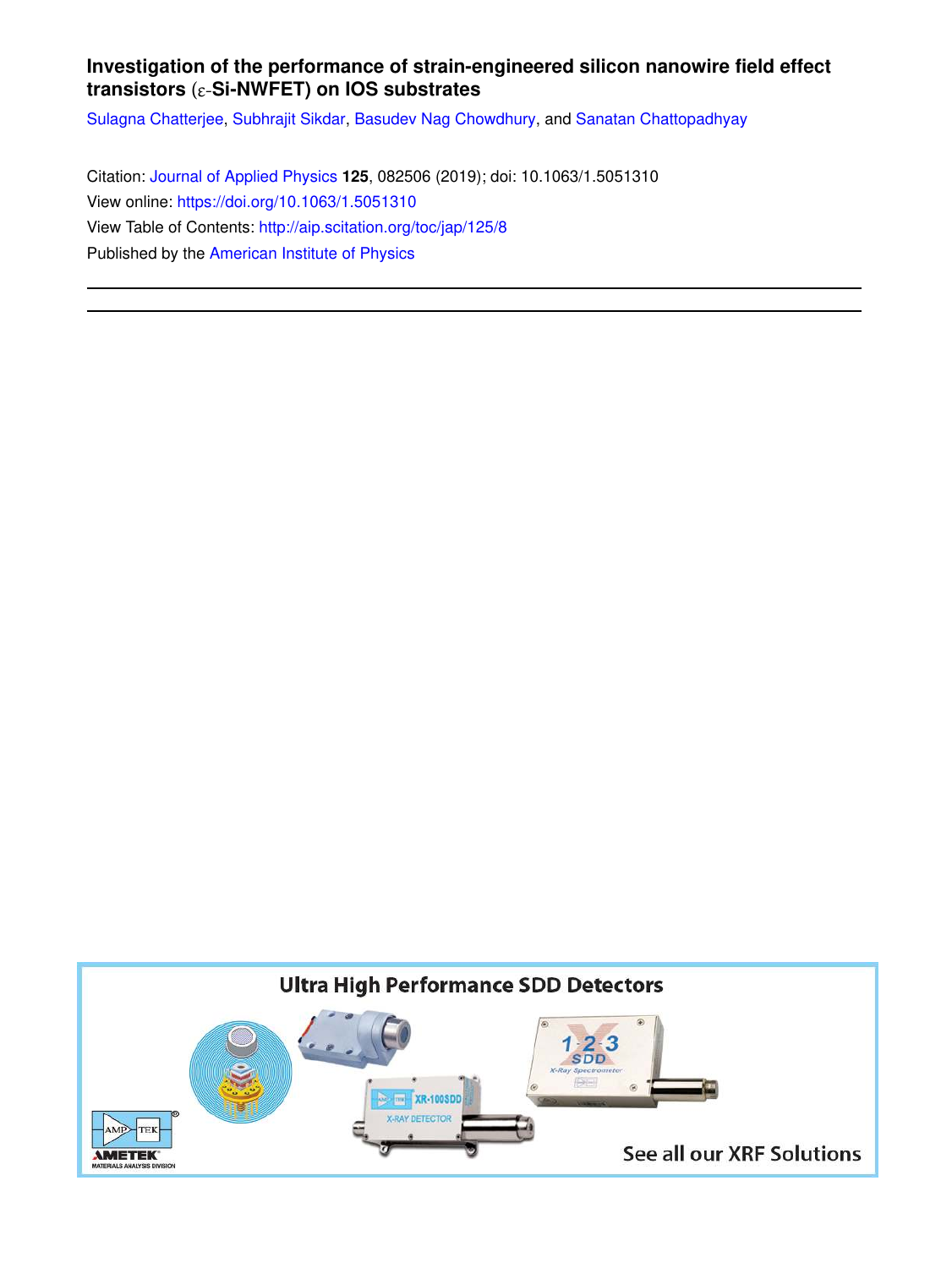**Investigation of the performance of strain-engineered silicon nanowire field effect transistors ($\varepsilon$-Si-NWFET) on IOS substrates**

Sulagna Chatterjee, Subhrajit Sikdar, Basudev Nag Chowdhury, and Sanatan Chattopadhyay

Citation: Journal of Applied Physics **125**, 082506 (2019); doi: 10.1063/1.5051310

View online: https://doi.org/10.1063/1.5051310

View Table of Contents: http://aip.scitation.org/toc/jap/125/8

Published by the American Institute of Physics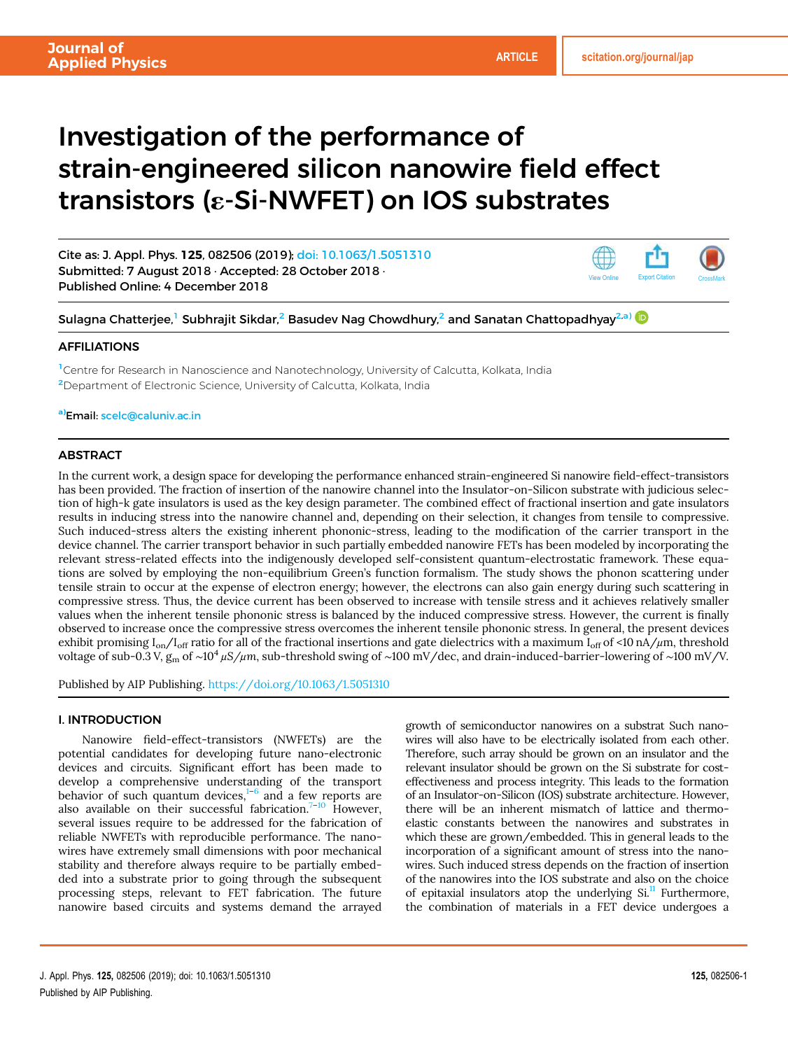# Investigation of the performance of strain-engineered silicon nanowire field effect transistors (ε-Si-NWFET) on IOS substrates

Cite as: J. Appl. Phys. **125**, 082506 (2019); doi: 10.1063/1.5051310
Submitted: 7 August 2018 · Accepted: 28 October 2018 ·
Published Online: 4 December 2018

Sulagna Chatterjee,[1] Subhrajit Sikdar,[2] Basudev Nag Chowdhury,[2] and Sanatan Chattopadhyay[2,a)]

## AFFILIATIONS

[1]Centre for Research in Nanoscience and Nanotechnology, University of Calcutta, Kolkata, India
[2]Department of Electronic Science, University of Calcutta, Kolkata, India

[a)]Email: scelc@caluniv.ac.in

## ABSTRACT

In the current work, a design space for developing the performance enhanced strain-engineered Si nanowire field-effect-transistors has been provided. The fraction of insertion of the nanowire channel into the Insulator-on-Silicon substrate with judicious selection of high-k gate insulators is used as the key design parameter. The combined effect of fractional insertion and gate insulators results in inducing stress into the nanowire channel and, depending on their selection, it changes from tensile to compressive. Such induced-stress alters the existing inherent phononic-stress, leading to the modification of the carrier transport in the device channel. The carrier transport behavior in such partially embedded nanowire FETs has been modeled by incorporating the relevant stress-related effects into the indigenously developed self-consistent quantum-electrostatic framework. These equations are solved by employing the non-equilibrium Green's function formalism. The study shows the phonon scattering under tensile strain to occur at the expense of electron energy; however, the electrons can also gain energy during such scattering in compressive stress. Thus, the device current has been observed to increase with tensile stress and it achieves relatively smaller values when the inherent tensile phononic stress is balanced by the induced compressive stress. However, the current is finally observed to increase once the compressive stress overcomes the inherent tensile phononic stress. In general, the present devices exhibit promising $I_{on}/I_{off}$ ratio for all of the fractional insertions and gate dielectrics with a maximum $I_{off}$ of <10 nA/μm, threshold voltage of sub-0.3 V, $g_m$ of $\sim 10^4$ μS/μm, sub-threshold swing of ~100 mV/dec, and drain-induced-barrier-lowering of ~100 mV/V.

Published by AIP Publishing. https://doi.org/10.1063/1.5051310

## I. INTRODUCTION

Nanowire field-effect-transistors (NWFETs) are the potential candidates for developing future nano-electronic devices and circuits. Significant effort has been made to develop a comprehensive understanding of the transport behavior of such quantum devices,[1–6] and a few reports are also available on their successful fabrication.[7–10] However, several issues require to be addressed for the fabrication of reliable NWFETs with reproducible performance. The nanowires have extremely small dimensions with poor mechanical stability and therefore always require to be partially embedded into a substrate prior to going through the subsequent processing steps, relevant to FET fabrication. The future nanowire based circuits and systems demand the arrayed growth of semiconductor nanowires on a substrat Such nanowires will also have to be electrically isolated from each other. Therefore, such array should be grown on an insulator and the relevant insulator should be grown on the Si substrate for cost-effectiveness and process integrity. This leads to the formation of an Insulator-on-Silicon (IOS) substrate architecture. However, there will be an inherent mismatch of lattice and thermo-elastic constants between the nanowires and substrates in which these are grown/embedded. This in general leads to the incorporation of a significant amount of stress into the nanowires. Such induced stress depends on the fraction of insertion of the nanowires into the IOS substrate and also on the choice of epitaxial insulators atop the underlying Si.[11] Furthermore, the combination of materials in a FET device undergoes a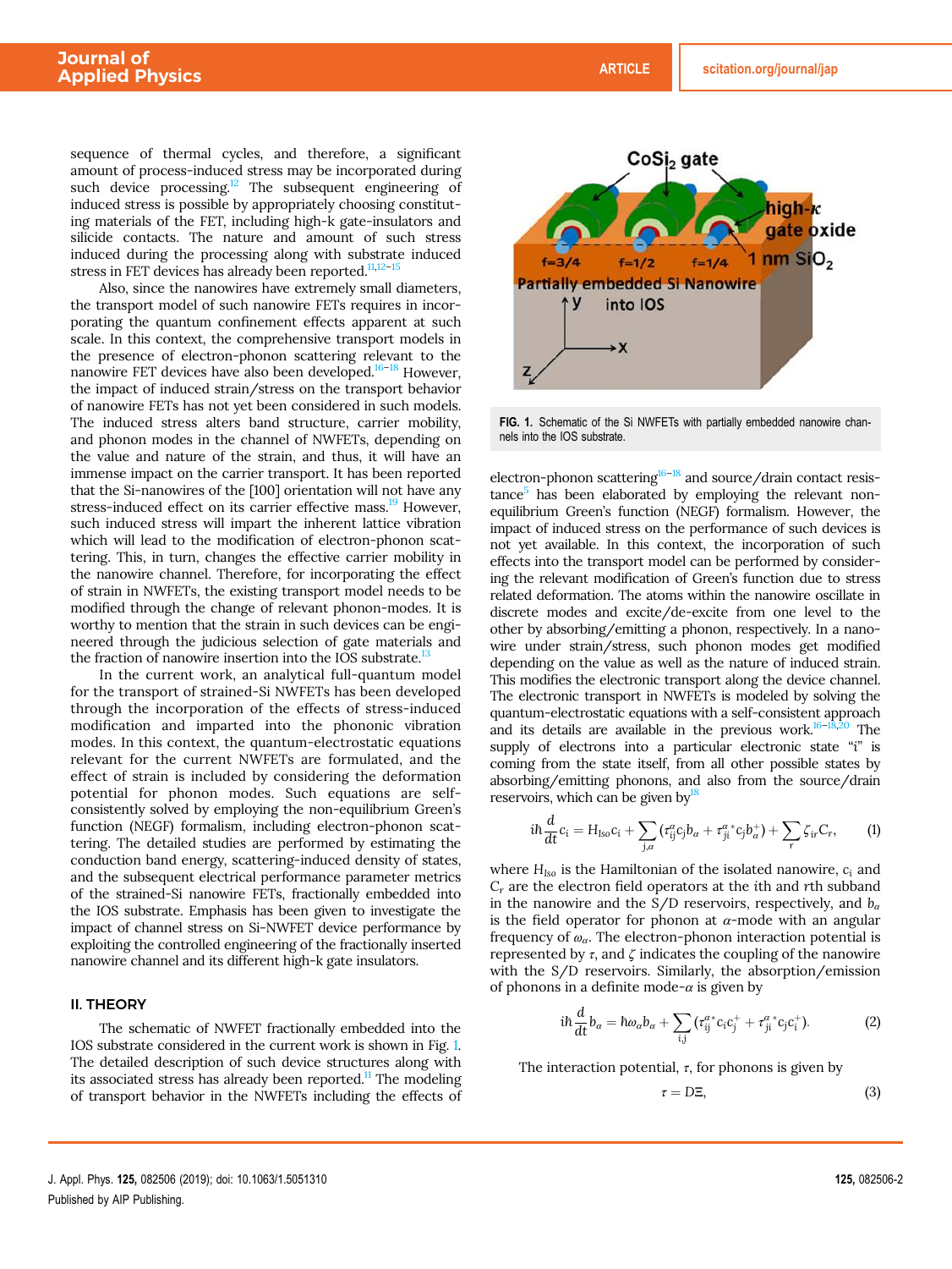sequence of thermal cycles, and therefore, a significant amount of process-induced stress may be incorporated during such device processing.[12] The subsequent engineering of induced stress is possible by appropriately choosing constituting materials of the FET, including high-k gate-insulators and silicide contacts. The nature and amount of such stress induced during the processing along with substrate induced stress in FET devices has already been reported.[11,12–15]

Also, since the nanowires have extremely small diameters, the transport model of such nanowire FETs requires in incorporating the quantum confinement effects apparent at such scale. In this context, the comprehensive transport models in the presence of electron-phonon scattering relevant to the nanowire FET devices have also been developed.[16–18] However, the impact of induced strain/stress on the transport behavior of nanowire FETs has not yet been considered in such models. The induced stress alters band structure, carrier mobility, and phonon modes in the channel of NWFETs, depending on the value and nature of the strain, and thus, it will have an immense impact on the carrier transport. It has been reported that the Si-nanowires of the [100] orientation will not have any stress-induced effect on its carrier effective mass.[19] However, such induced stress will impact the inherent lattice vibration which will lead to the modification of electron-phonon scattering. This, in turn, changes the effective carrier mobility in the nanowire channel. Therefore, for incorporating the effect of strain in NWFETs, the existing transport model needs to be modified through the change of relevant phonon-modes. It is worthy to mention that the strain in such devices can be engineered through the judicious selection of gate materials and the fraction of nanowire insertion into the IOS substrate.[13]

In the current work, an analytical full-quantum model for the transport of strained-Si NWFETs has been developed through the incorporation of the effects of stress-induced modification and imparted into the phononic vibration modes. In this context, the quantum-electrostatic equations relevant for the current NWFETs are formulated, and the effect of strain is included by considering the deformation potential for phonon modes. Such equations are self-consistently solved by employing the non-equilibrium Green's function (NEGF) formalism, including electron-phonon scattering. The detailed studies are performed by estimating the conduction band energy, scattering-induced density of states, and the subsequent electrical performance parameter metrics of the strained-Si nanowire FETs, fractionally embedded into the IOS substrate. Emphasis has been given to investigate the impact of channel stress on Si-NWFET device performance by exploiting the controlled engineering of the fractionally inserted nanowire channel and its different high-k gate insulators.

## II. THEORY

The schematic of NWFET fractionally embedded into the IOS substrate considered in the current work is shown in Fig. 1. The detailed description of such device structures along with its associated stress has already been reported.[11] The modeling of transport behavior in the NWFETs including the effects of electron-phonon scattering[16–18] and source/drain contact resistance[5] has been elaborated by employing the relevant non-equilibrium Green's function (NEGF) formalism. However, the impact of induced stress on the performance of such devices is not yet available. In this context, the incorporation of such effects into the transport model can be performed by considering the relevant modification of Green's function due to stress related deformation. The atoms within the nanowire oscillate in discrete modes and excite/de-excite from one level to the other by absorbing/emitting a phonon, respectively. In a nanowire under strain/stress, such phonon modes get modified depending on the value as well as the nature of induced strain. This modifies the electronic transport along the device channel. The electronic transport in NWFETs is modeled by solving the quantum-electrostatic equations with a self-consistent approach and its details are available in the previous work.[16–18,20] The supply of electrons into a particular electronic state "i" is coming from the state itself, from all other possible states by absorbing/emitting phonons, and also from the source/drain reservoirs, which can be given by[18]

FIG. 1. Schematic of the Si NWFETs with partially embedded nanowire channels into the IOS substrate.

$$i\hbar \frac{d}{dt} c_i = H_{Iso} c_i + \sum_{j,\alpha} (\tau_{ij}^{\alpha} c_j b_{\alpha} + \tau_{ji}^{\alpha *} c_j b_{\alpha}^{+}) + \sum_{r} \zeta_{ir} C_r, \tag{1}$$

where $H_{Iso}$ is the Hamiltonian of the isolated nanowire, $c_i$ and $C_r$ are the electron field operators at the ith and rth subband in the nanowire and the S/D reservoirs, respectively, and $b_{\alpha}$ is the field operator for phonon at $\alpha$-mode with an angular frequency of $\omega_{\alpha}$. The electron-phonon interaction potential is represented by $\tau$, and $\zeta$ indicates the coupling of the nanowire with the S/D reservoirs. Similarly, the absorption/emission of phonons in a definite mode-$\alpha$ is given by

$$i\hbar \frac{d}{dt} b_{\alpha} = \hbar\omega_{\alpha} b_{\alpha} + \sum_{i,j} (\tau_{ij}^{\alpha *} c_i c_j^{+} + \tau_{ji}^{\alpha *} c_j c_i^{+}). \tag{2}$$

The interaction potential, $\tau$, for phonons is given by

$$\tau = D\Xi, \tag{3}$$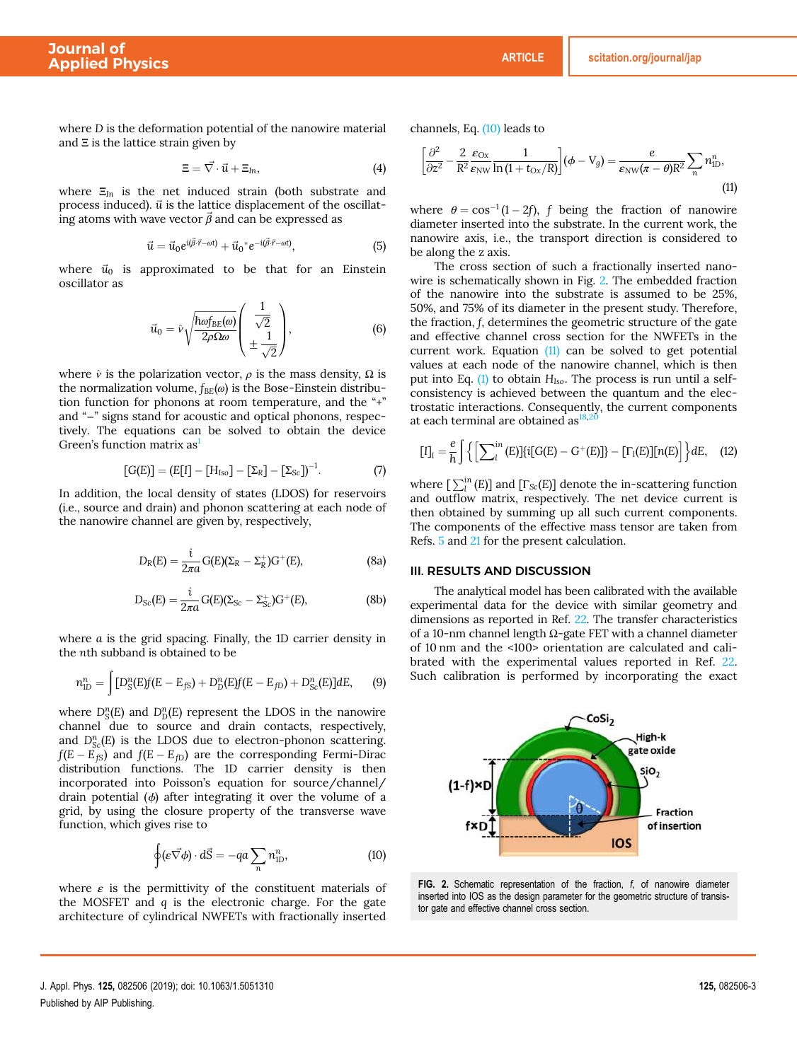where $D$ is the deformation potential of the nanowire material and $\Xi$ is the lattice strain given by

$$\Xi = \vec{\nabla} \cdot \vec{u} + \Xi_{In}, \tag{4}$$

where $\Xi_{In}$ is the net induced strain (both substrate and process induced). $\vec{u}$ is the lattice displacement of the oscillating atoms with wave vector $\vec{\beta}$ and can be expressed as

$$\vec{u} = \vec{u}_0 e^{i(\vec{\beta}\cdot\vec{r}-\omega t)} + \vec{u}_0{}^* e^{-i(\vec{\beta}\cdot\vec{r}-\omega t)}, \tag{5}$$

where $\vec{u}_0$ is approximated to be that for an Einstein oscillator as

$$\vec{u}_0 = \hat{v}\sqrt{\frac{\hbar\omega f_{BE}(\omega)}{2\rho\Omega\omega}}\begin{pmatrix} \frac{1}{\sqrt{2}} \\ \pm\frac{1}{\sqrt{2}} \end{pmatrix}, \tag{6}$$

where $\hat{v}$ is the polarization vector, $\rho$ is the mass density, $\Omega$ is the normalization volume, $f_{BE}(\omega)$ is the Bose-Einstein distribution function for phonons at room temperature, and the "+" and "−" signs stand for acoustic and optical phonons, respectively. The equations can be solved to obtain the device Green's function matrix as[1]

$$[G(E)] = (E[I] - [H_{Iso}] - [\Sigma_R] - [\Sigma_{Sc}])^{-1}. \tag{7}$$

In addition, the local density of states (LDOS) for reservoirs (i.e., source and drain) and phonon scattering at each node of the nanowire channel are given by, respectively,

$$D_R(E) = \frac{i}{2\pi a} G(E)(\Sigma_R - \Sigma_R^+)G^+(E), \tag{8a}$$

$$D_{Sc}(E) = \frac{i}{2\pi a} G(E)(\Sigma_{Sc} - \Sigma_{Sc}^+)G^+(E), \tag{8b}$$

where $a$ is the grid spacing. Finally, the 1D carrier density in the $n$th subband is obtained to be

$$n_{1D}^n = \int [D_S^n(E) f(E - E_{fS}) + D_D^n(E) f(E - E_{fD}) + D_{Sc}^n(E)]dE, \tag{9}$$

where $D_S^n(E)$ and $D_D^n(E)$ represent the LDOS in the nanowire channel due to source and drain contacts, respectively, and $D_{Sc}^n(E)$ is the LDOS due to electron-phonon scattering. $f(E - E_{fS})$ and $f(E - E_{fD})$ are the corresponding Fermi-Dirac distribution functions. The 1D carrier density is then incorporated into Poisson's equation for source/channel/drain potential ($\phi$) after integrating it over the volume of a grid, by using the closure property of the transverse wave function, which gives rise to

$$\oint (\varepsilon \vec{\nabla}\phi) \cdot d\vec{S} = -qa \sum_n n_{1D}^n, \tag{10}$$

where $\varepsilon$ is the permittivity of the constituent materials of the MOSFET and $q$ is the electronic charge. For the gate architecture of cylindrical NWFETs with fractionally inserted channels, Eq. (10) leads to

$$\left[\frac{\partial^2}{\partial z^2} - \frac{2}{R^2}\frac{\varepsilon_{Ox}}{\varepsilon_{NW}}\frac{1}{\ln(1 + t_{Ox}/R)}\right](\phi - V_g) = \frac{e}{\varepsilon_{NW}(\pi - \theta)R^2}\sum_n n_{1D}^n, \tag{11}$$

where $\theta = \cos^{-1}(1 - 2f)$, $f$ being the fraction of nanowire diameter inserted into the substrate. In the current work, the nanowire axis, i.e., the transport direction is considered to be along the z axis.

The cross section of such a fractionally inserted nanowire is schematically shown in Fig. 2. The embedded fraction of the nanowire into the substrate is assumed to be 25%, 50%, and 75% of its diameter in the present study. Therefore, the fraction, $f$, determines the geometric structure of the gate and effective channel cross section for the NWFETs in the current work. Equation (11) can be solved to get potential values at each node of the nanowire channel, which is then put into Eq. (1) to obtain $H_{Iso}$. The process is run until a self-consistency is achieved between the quantum and the electrostatic interactions. Consequently, the current components at each terminal are obtained as[18,20]

$$[I]_l = \frac{e}{h}\int \left\{ \left[\sum\nolimits_l^{in}(E)\right]\{i[G(E) - G^+(E)]\} - [\Gamma_l(E)][n(E)] \right\} dE, \tag{12}$$

where $[\sum_l^{in}(E)]$ and $[\Gamma_{Sc}(E)]$ denote the in-scattering function and outflow matrix, respectively. The net device current is then obtained by summing up all such current components. The components of the effective mass tensor are taken from Refs. 5 and 21 for the present calculation.

## III. RESULTS AND DISCUSSION

The analytical model has been calibrated with the available experimental data for the device with similar geometry and dimensions as reported in Ref. 22. The transfer characteristics of a 10-nm channel length Ω-gate FET with a channel diameter of 10 nm and the <100> orientation are calculated and calibrated with the experimental values reported in Ref. 22. Such calibration is performed by incorporating the exact

FIG. 2. Schematic representation of the fraction, $f$, of nanowire diameter inserted into IOS as the design parameter for the geometric structure of transistor gate and effective channel cross section.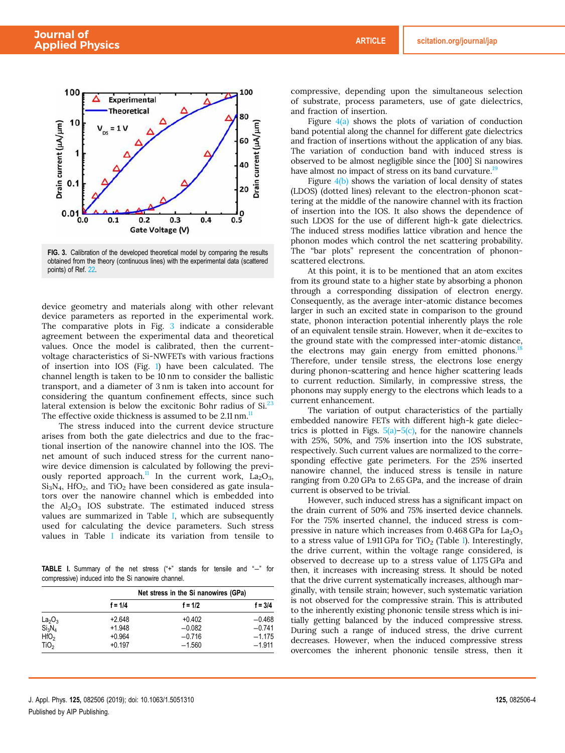FIG. 3. Calibration of the developed theoretical model by comparing the results obtained from the theory (continuous lines) with the experimental data (scattered points) of Ref. 22.

device geometry and materials along with other relevant device parameters as reported in the experimental work. The comparative plots in Fig. 3 indicate a considerable agreement between the experimental data and theoretical values. Once the model is calibrated, then the current-voltage characteristics of Si-NWFETs with various fractions of insertion into IOS (Fig. 1) have been calculated. The channel length is taken to be 10 nm to consider the ballistic transport, and a diameter of 3 nm is taken into account for considering the quantum confinement effects, since such lateral extension is below the excitonic Bohr radius of Si.[23] The effective oxide thickness is assumed to be 2.11 nm.[11]

The stress induced into the current device structure arises from both the gate dielectrics and due to the fractional insertion of the nanowire channel into the IOS. The net amount of such induced stress for the current nanowire device dimension is calculated by following the previously reported approach.[11] In the current work, $La_2O_3$, $Si_3N_4$, $HfO_2$, and $TiO_2$ have been considered as gate insulators over the nanowire channel which is embedded into the $Al_2O_3$ IOS substrate. The estimated induced stress values are summarized in Table I, which are subsequently used for calculating the device parameters. Such stress values in Table I indicate its variation from tensile to compressive, depending upon the simultaneous selection of substrate, process parameters, use of gate dielectrics, and fraction of insertion.

TABLE I. Summary of the net stress ("+" stands for tensile and "−" for compressive) induced into the Si nanowire channel.

| | Net stress in the Si nanowires (GPa) | | |
|---|---|---|---|
| | f = 1/4 | f = 1/2 | f = 3/4 |
| $La_2O_3$ | +2.648 | +0.402 | −0.468 |
| $Si_3N_4$ | +1.948 | −0.082 | −0.741 |
| $HfO_2$ | +0.964 | −0.716 | −1.175 |
| $TiO_2$ | +0.197 | −1.560 | −1.911 |

Figure 4(a) shows the plots of variation of conduction band potential along the channel for different gate dielectrics and fraction of insertions without the application of any bias. The variation of conduction band with induced stress is observed to be almost negligible since the [100] Si nanowires have almost no impact of stress on its band curvature.[19]

Figure 4(b) shows the variation of local density of states (LDOS) (dotted lines) relevant to the electron-phonon scattering at the middle of the nanowire channel with its fraction of insertion into the IOS. It also shows the dependence of such LDOS for the use of different high-k gate dielectrics. The induced stress modifies lattice vibration and hence the phonon modes which control the net scattering probability. The "bar plots" represent the concentration of phonon-scattered electrons.

At this point, it is to be mentioned that an atom excites from its ground state to a higher state by absorbing a phonon through a corresponding dissipation of electron energy. Consequently, as the average inter-atomic distance becomes larger in such an excited state in comparison to the ground state, phonon interaction potential inherently plays the role of an equivalent tensile strain. However, when it de-excites to the ground state with the compressed inter-atomic distance, the electrons may gain energy from emitted phonons.[18] Therefore, under tensile stress, the electrons lose energy during phonon-scattering and hence higher scattering leads to current reduction. Similarly, in compressive stress, the phonons may supply energy to the electrons which leads to a current enhancement.

The variation of output characteristics of the partially embedded nanowire FETs with different high-k gate dielectrics is plotted in Figs. 5(a)–5(c), for the nanowire channels with 25%, 50%, and 75% insertion into the IOS substrate, respectively. Such current values are normalized to the corresponding effective gate perimeters. For the 25% inserted nanowire channel, the induced stress is tensile in nature ranging from 0.20 GPa to 2.65 GPa, and the increase of drain current is observed to be trivial.

However, such induced stress has a significant impact on the drain current of 50% and 75% inserted device channels. For the 75% inserted channel, the induced stress is compressive in nature which increases from 0.468 GPa for $La_2O_3$ to a stress value of 1.911 GPa for $TiO_2$ (Table I). Interestingly, the drive current, within the voltage range considered, is observed to decrease up to a stress value of 1.175 GPa and then, it increases with increasing stress. It should be noted that the drive current systematically increases, although marginally, with tensile strain; however, such systematic variation is not observed for the compressive strain. This is attributed to the inherently existing phononic tensile stress which is initially getting balanced by the induced compressive stress. During such a range of induced stress, the drive current decreases. However, when the induced compressive stress overcomes the inherent phononic tensile stress, then it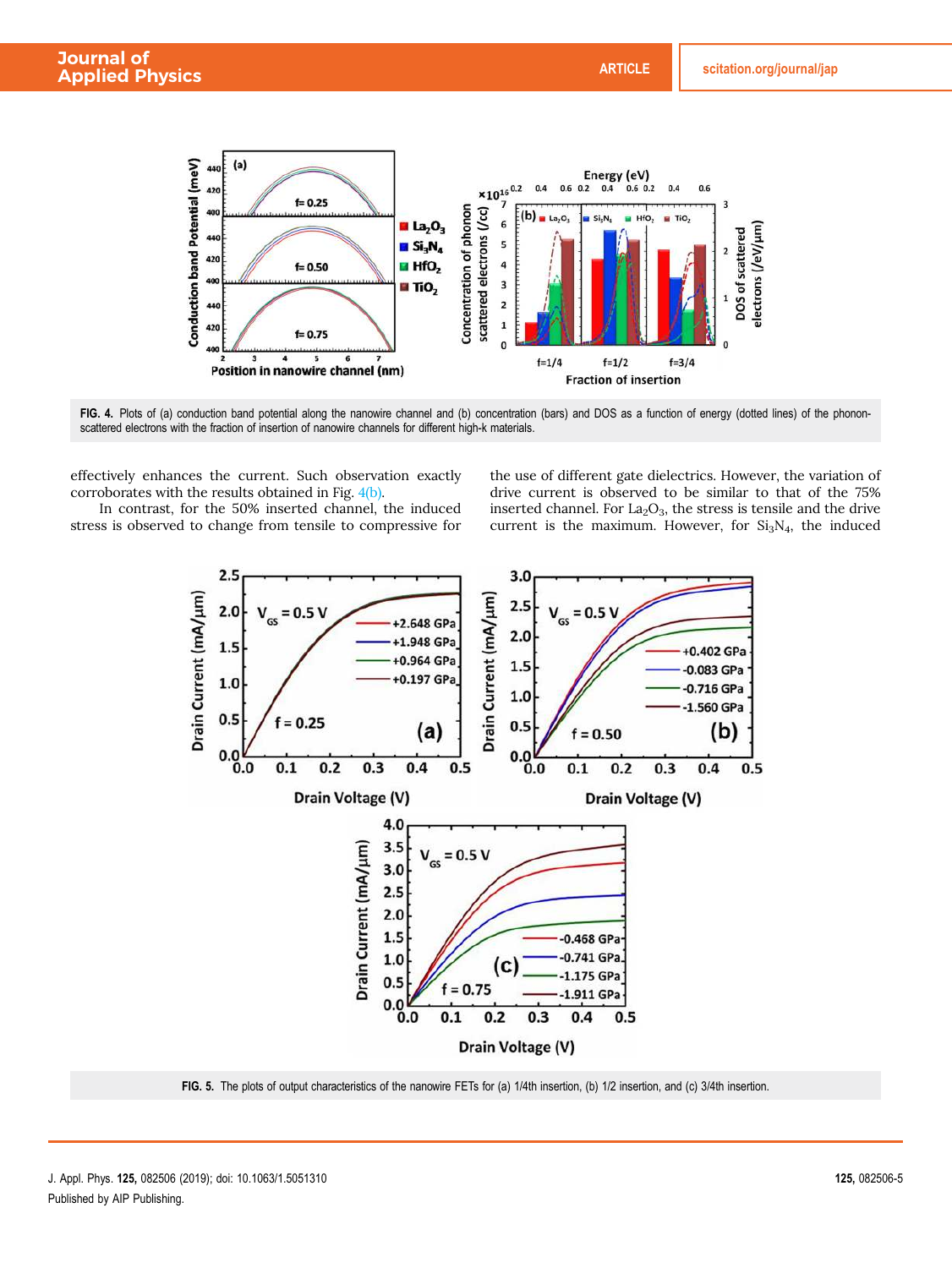FIG. 4. Plots of (a) conduction band potential along the nanowire channel and (b) concentration (bars) and DOS as a function of energy (dotted lines) of the phonon-scattered electrons with the fraction of insertion of nanowire channels for different high-k materials.

effectively enhances the current. Such observation exactly corroborates with the results obtained in Fig. 4(b).

In contrast, for the 50% inserted channel, the induced stress is observed to change from tensile to compressive for the use of different gate dielectrics. However, the variation of drive current is observed to be similar to that of the 75% inserted channel. For $La_2O_3$, the stress is tensile and the drive current is the maximum. However, for $Si_3N_4$, the induced

FIG. 5. The plots of output characteristics of the nanowire FETs for (a) 1/4th insertion, (b) 1/2 insertion, and (c) 3/4th insertion.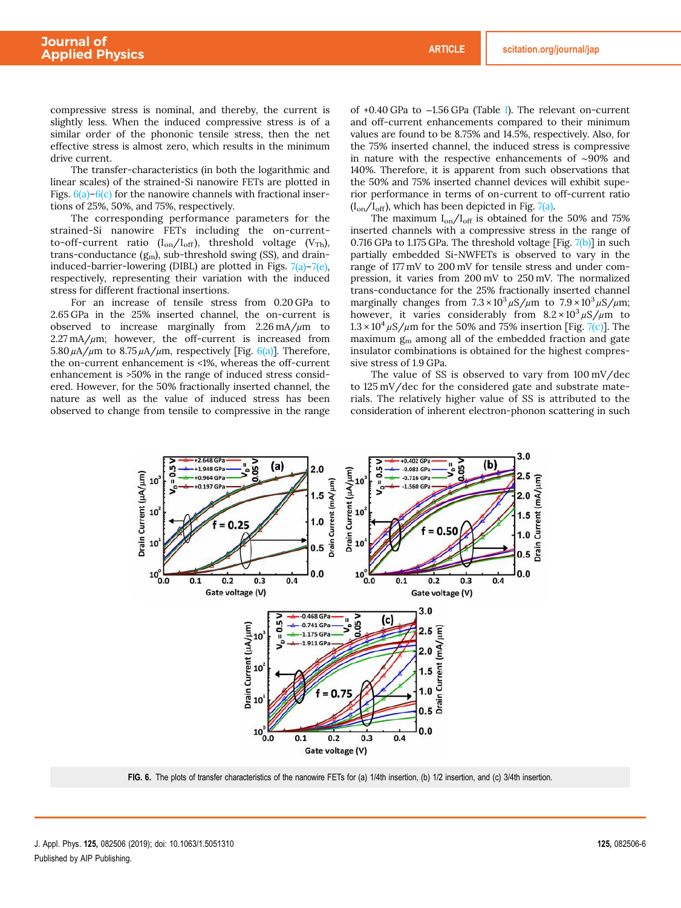compressive stress is nominal, and thereby, the current is slightly less. When the induced compressive stress is of a similar order of the phononic tensile stress, then the net effective stress is almost zero, which results in the minimum drive current.

The transfer-characteristics (in both the logarithmic and linear scales) of the strained-Si nanowire FETs are plotted in Figs. 6(a)–6(c) for the nanowire channels with fractional insertions of 25%, 50%, and 75%, respectively.

The corresponding performance parameters for the strained-Si nanowire FETs including the on-current-to-off-current ratio ($I_{on}/I_{off}$), threshold voltage ($V_{Th}$), trans-conductance ($g_m$), sub-threshold swing (SS), and drain-induced-barrier-lowering (DIBL) are plotted in Figs. 7(a)–7(e), respectively, representing their variation with the induced stress for different fractional insertions.

For an increase of tensile stress from 0.20 GPa to 2.65 GPa in the 25% inserted channel, the on-current is observed to increase marginally from 2.26 mA/$\mu$m to 2.27 mA/$\mu$m; however, the off-current is increased from 5.80 $\mu$A/$\mu$m to 8.75 $\mu$A/$\mu$m, respectively [Fig. 6(a)]. Therefore, the on-current enhancement is <1%, whereas the off-current enhancement is >50% in the range of induced stress considered. However, for the 50% fractionally inserted channel, the nature as well as the value of induced stress has been observed to change from tensile to compressive in the range of +0.40 GPa to −1.56 GPa (Table I). The relevant on-current and off-current enhancements compared to their minimum values are found to be 8.75% and 14.5%, respectively. Also, for the 75% inserted channel, the induced stress is compressive in nature with the respective enhancements of ~90% and 140%. Therefore, it is apparent from such observations that the 50% and 75% inserted channel devices will exhibit superior performance in terms of on-current to off-current ratio ($I_{on}/I_{off}$), which has been depicted in Fig. 7(a).

The maximum $I_{on}/I_{off}$ is obtained for the 50% and 75% inserted channels with a compressive stress in the range of 0.716 GPa to 1.175 GPa. The threshold voltage [Fig. 7(b)] in such partially embedded Si-NWFETs is observed to vary in the range of 177 mV to 200 mV for tensile stress and under compression, it varies from 200 mV to 250 mV. The normalized trans-conductance for the 25% fractionally inserted channel marginally changes from $7.3 \times 10^3\,\mu S/\mu m$ to $7.9 \times 10^3\,\mu S/\mu m$; however, it varies considerably from $8.2 \times 10^3\,\mu S/\mu m$ to $1.3 \times 10^4\,\mu S/\mu m$ for the 50% and 75% insertion [Fig. 7(c)]. The maximum $g_m$ among all of the embedded fraction and gate insulator combinations is obtained for the highest compressive stress of 1.9 GPa.

The value of SS is observed to vary from 100 mV/dec to 125 mV/dec for the considered gate and substrate materials. The relatively higher value of SS is attributed to the consideration of inherent electron-phonon scattering in such

FIG. 6. The plots of transfer characteristics of the nanowire FETs for (a) 1/4th insertion, (b) 1/2 insertion, and (c) 3/4th insertion.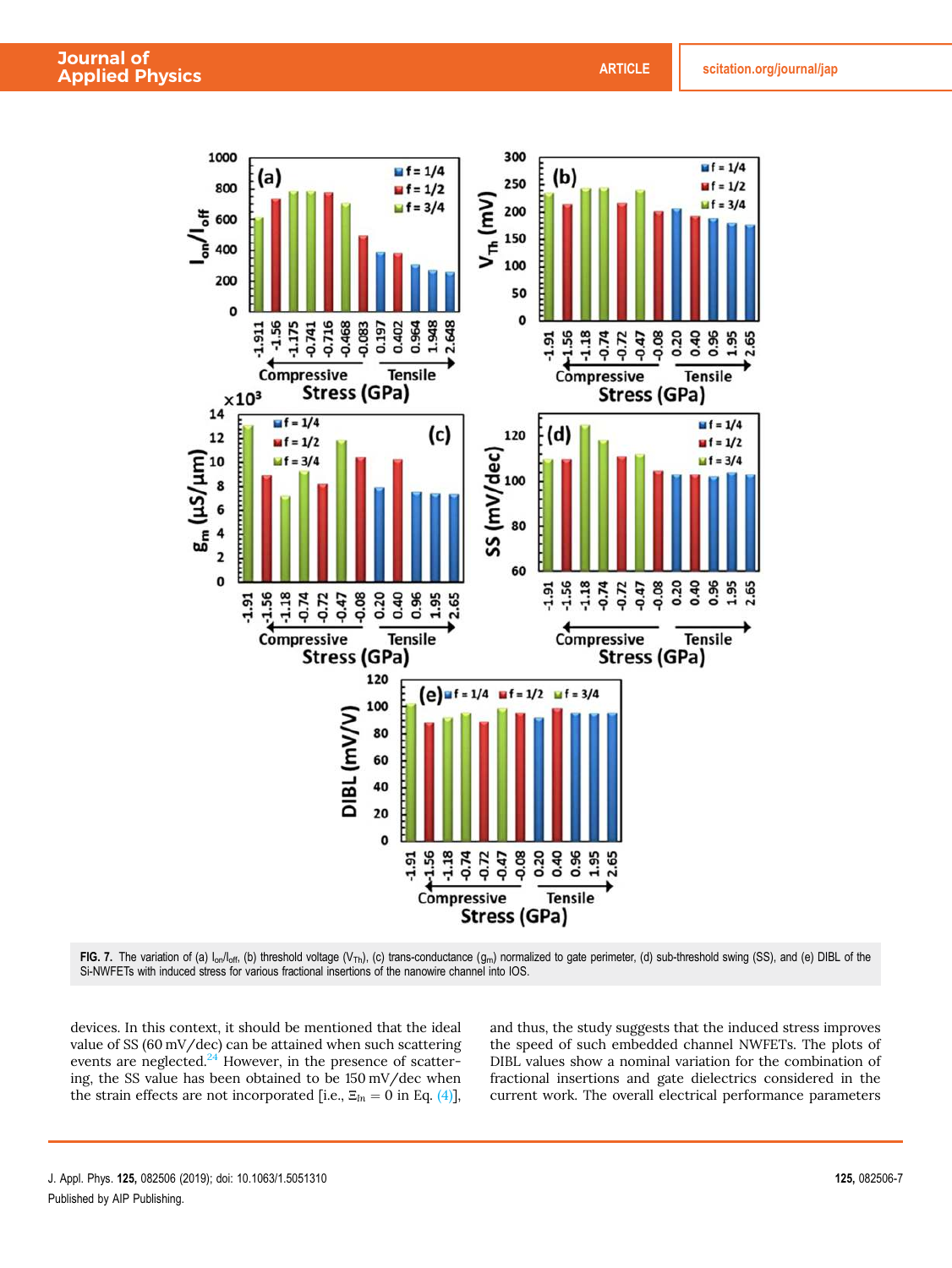FIG. 7. The variation of (a) $I_{on}/I_{off}$, (b) threshold voltage ($V_{Th}$), (c) trans-conductance ($g_m$) normalized to gate perimeter, (d) sub-threshold swing (SS), and (e) DIBL of the Si-NWFETs with induced stress for various fractional insertions of the nanowire channel into IOS.

devices. In this context, it should be mentioned that the ideal value of SS (60 mV/dec) can be attained when such scattering events are neglected.[24] However, in the presence of scattering, the SS value has been obtained to be 150 mV/dec when the strain effects are not incorporated [i.e., $\Xi_{In} = 0$ in Eq. (4)], and thus, the study suggests that the induced stress improves the speed of such embedded channel NWFETs. The plots of DIBL values show a nominal variation for the combination of fractional insertions and gate dielectrics considered in the current work. The overall electrical performance parameters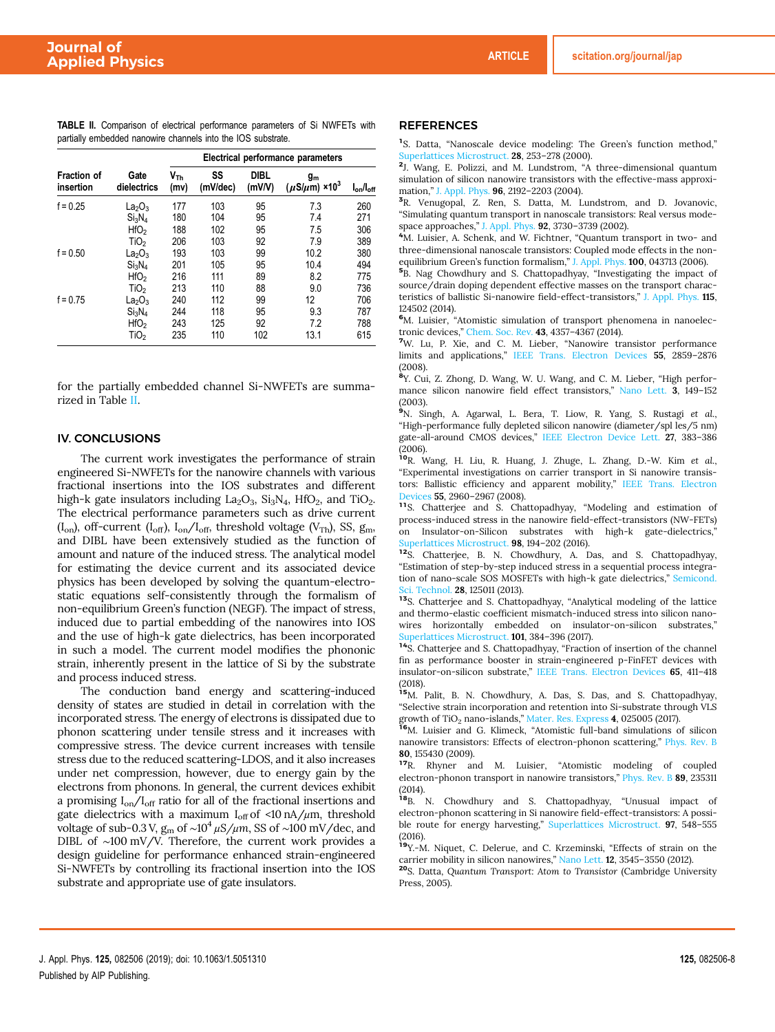**TABLE II.** Comparison of electrical performance parameters of Si NWFETs with partially embedded nanowire channels into the IOS substrate.

| Fraction of insertion | Gate dielectrics | Electrical performance parameters | | | | |
|---|---|---|---|---|---|---|
| | | $V_{Th}$ (mv) | SS (mV/dec) | DIBL (mV/V) | $g_m$ ($\mu$S/$\mu$m) ×$10^3$ | $I_{on}/I_{off}$ |
| f = 0.25 | $La_2O_3$ | 177 | 103 | 95 | 7.3 | 260 |
| | $Si_3N_4$ | 180 | 104 | 95 | 7.4 | 271 |
| | $HfO_2$ | 188 | 102 | 95 | 7.5 | 306 |
| | $TiO_2$ | 206 | 103 | 92 | 7.9 | 389 |
| f = 0.50 | $La_2O_3$ | 193 | 103 | 99 | 10.2 | 380 |
| | $Si_3N_4$ | 201 | 105 | 95 | 10.4 | 494 |
| | $HfO_2$ | 216 | 111 | 89 | 8.2 | 775 |
| | $TiO_2$ | 213 | 110 | 88 | 9.0 | 736 |
| f = 0.75 | $La_2O_3$ | 240 | 112 | 99 | 12 | 706 |
| | $Si_3N_4$ | 244 | 118 | 95 | 9.3 | 787 |
| | $HfO_2$ | 243 | 125 | 92 | 7.2 | 788 |
| | $TiO_2$ | 235 | 110 | 102 | 13.1 | 615 |

for the partially embedded channel Si-NWFETs are summarized in Table II.

## IV. CONCLUSIONS

The current work investigates the performance of strain engineered Si-NWFETs for the nanowire channels with various fractional insertions into the IOS substrates and different high-k gate insulators including $La_2O_3$, $Si_3N_4$, $HfO_2$, and $TiO_2$. The electrical performance parameters such as drive current ($I_{on}$), off-current ($I_{off}$), $I_{on}/I_{off}$, threshold voltage ($V_{Th}$), SS, $g_m$, and DIBL have been extensively studied as the function of amount and nature of the induced stress. The analytical model for estimating the device current and its associated device physics has been developed by solving the quantum-electrostatic equations self-consistently through the formalism of non-equilibrium Green's function (NEGF). The impact of stress, induced due to partial embedding of the nanowires into IOS and the use of high-k gate dielectrics, has been incorporated in such a model. The current model modifies the phononic strain, inherently present in the lattice of Si by the substrate and process induced stress.

The conduction band energy and scattering-induced density of states are studied in detail in correlation with the incorporated stress. The energy of electrons is dissipated due to phonon scattering under tensile stress and it increases with compressive stress. The device current increases with tensile stress due to the reduced scattering-LDOS, and it also increases under net compression, however, due to energy gain by the electrons from phonons. In general, the current devices exhibit a promising $I_{on}/I_{off}$ ratio for all of the fractional insertions and gate dielectrics with a maximum $I_{off}$ of <10 nA/$\mu$m, threshold voltage of sub-0.3 V, $g_m$ of ~$10^4$ $\mu$S/$\mu$m, SS of ~100 mV/dec, and DIBL of ~100 mV/V. Therefore, the current work provides a design guideline for performance enhanced strain-engineered Si-NWFETs by controlling its fractional insertion into the IOS substrate and appropriate use of gate insulators.

## REFERENCES

[1] S. Datta, "Nanoscale device modeling: The Green's function method," Superlattices Microstruct. **28**, 253–278 (2000).
[2] J. Wang, E. Polizzi, and M. Lundstrom, "A three-dimensional quantum simulation of silicon nanowire transistors with the effective-mass approximation," J. Appl. Phys. **96**, 2192–2203 (2004).
[3] R. Venugopal, Z. Ren, S. Datta, M. Lundstrom, and D. Jovanovic, "Simulating quantum transport in nanoscale transistors: Real versus mode-space approaches," J. Appl. Phys. **92**, 3730–3739 (2002).
[4] M. Luisier, A. Schenk, and W. Fichtner, "Quantum transport in two- and three-dimensional nanoscale transistors: Coupled mode effects in the non-equilibrium Green's function formalism," J. Appl. Phys. **100**, 043713 (2006).
[5] B. Nag Chowdhury and S. Chattopadhyay, "Investigating the impact of source/drain doping dependent effective masses on the transport characteristics of ballistic Si-nanowire field-effect-transistors," J. Appl. Phys. **115**, 124502 (2014).
[6] M. Luisier, "Atomistic simulation of transport phenomena in nanoelectronic devices," Chem. Soc. Rev. **43**, 4357–4367 (2014).
[7] W. Lu, P. Xie, and C. M. Lieber, "Nanowire transistor performance limits and applications," IEEE Trans. Electron Devices **55**, 2859–2876 (2008).
[8] Y. Cui, Z. Zhong, D. Wang, W. U. Wang, and C. M. Lieber, "High performance silicon nanowire field effect transistors," Nano Lett. **3**, 149–152 (2003).
[9] N. Singh, A. Agarwal, L. Bera, T. Liow, R. Yang, S. Rustagi *et al.*, "High-performance fully depleted silicon nanowire (diameter/spl les/5 nm) gate-all-around CMOS devices," IEEE Electron Device Lett. **27**, 383–386 (2006).
[10] R. Wang, H. Liu, R. Huang, J. Zhuge, L. Zhang, D.-W. Kim *et al.*, "Experimental investigations on carrier transport in Si nanowire transistors: Ballistic efficiency and apparent mobility," IEEE Trans. Electron Devices **55**, 2960–2967 (2008).
[11] S. Chatterjee and S. Chattopadhyay, "Modeling and estimation of process-induced stress in the nanowire field-effect-transistors (NW-FETs) on Insulator-on-Silicon substrates with high-k gate-dielectrics," Superlattices Microstruct. **98**, 194–202 (2016).
[12] S. Chatterjee, B. N. Chowdhury, A. Das, and S. Chattopadhyay, "Estimation of step-by-step induced stress in a sequential process integration of nano-scale SOS MOSFETs with high-k gate dielectrics," Semicond. Sci. Technol. **28**, 125011 (2013).
[13] S. Chatterjee and S. Chattopadhyay, "Analytical modeling of the lattice and thermo-elastic coefficient mismatch-induced stress into silicon nanowires horizontally embedded on insulator-on-silicon substrates," Superlattices Microstruct. **101**, 384–396 (2017).
[14] S. Chatterjee and S. Chattopadhyay, "Fraction of insertion of the channel fin as performance booster in strain-engineered p-FinFET devices with insulator-on-silicon substrate," IEEE Trans. Electron Devices **65**, 411–418 (2018).
[15] M. Palit, B. N. Chowdhury, A. Das, S. Das, and S. Chattopadhyay, "Selective strain incorporation and retention into Si-substrate through VLS growth of $TiO_2$ nano-islands," Mater. Res. Express **4**, 025005 (2017).
[16] M. Luisier and G. Klimeck, "Atomistic full-band simulations of silicon nanowire transistors: Effects of electron-phonon scattering," Phys. Rev. B **80**, 155430 (2009).
[17] R. Rhyner and M. Luisier, "Atomistic modeling of coupled electron-phonon transport in nanowire transistors," Phys. Rev. B **89**, 235311 (2014).
[18] B. N. Chowdhury and S. Chattopadhyay, "Unusual impact of electron-phonon scattering in Si nanowire field-effect-transistors: A possible route for energy harvesting," Superlattices Microstruct. **97**, 548–555 (2016).
[19] Y.-M. Niquet, C. Delerue, and C. Krzeminski, "Effects of strain on the carrier mobility in silicon nanowires," Nano Lett. **12**, 3545–3550 (2012).
[20] S. Datta, *Quantum Transport: Atom to Transistor* (Cambridge University Press, 2005).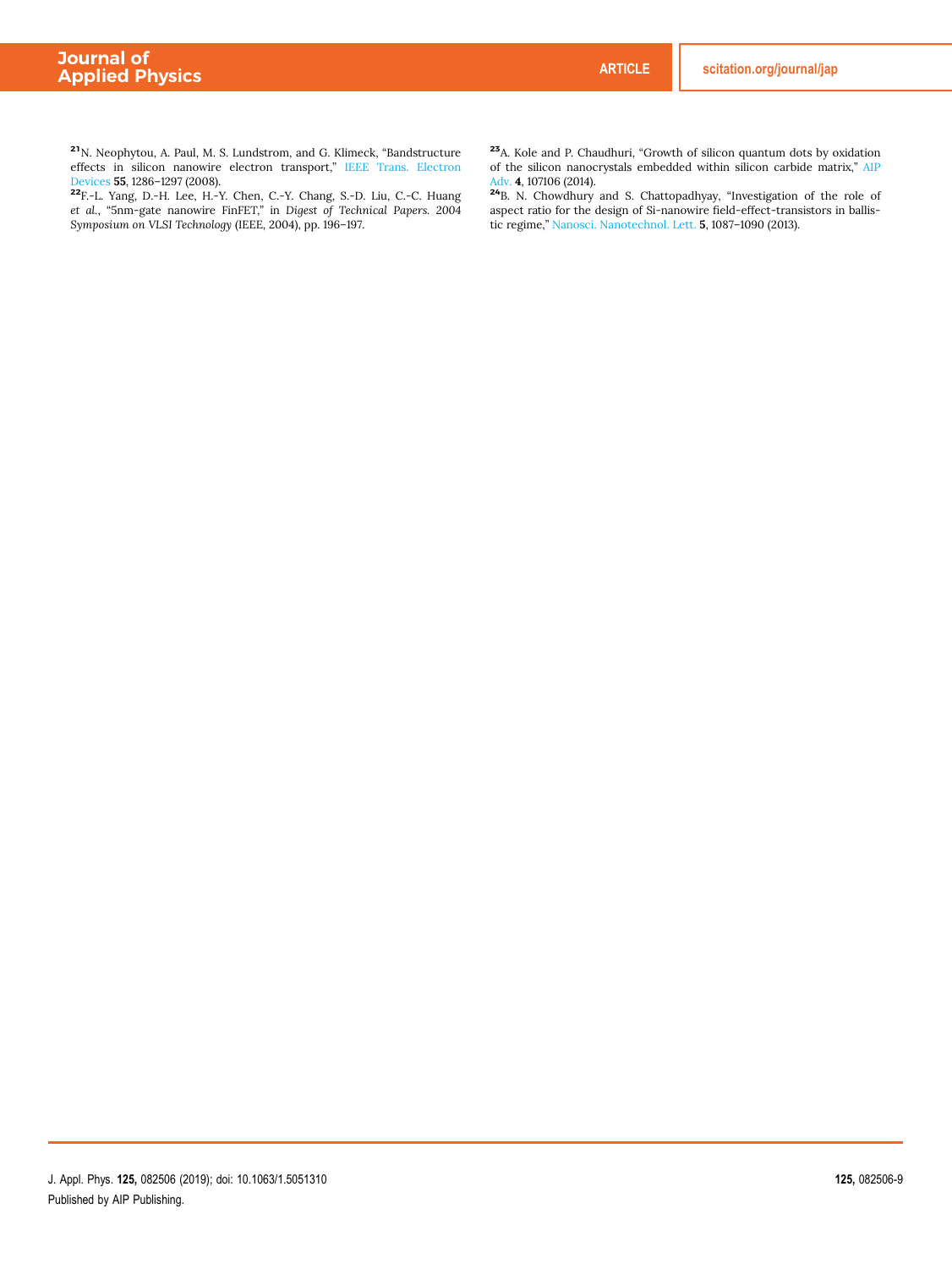[21]N. Neophytou, A. Paul, M. S. Lundstrom, and G. Klimeck, "Bandstructure effects in silicon nanowire electron transport," IEEE Trans. Electron Devices **55**, 1286–1297 (2008).

[22]F.-L. Yang, D.-H. Lee, H.-Y. Chen, C.-Y. Chang, S.-D. Liu, C.-C. Huang *et al.*, "5nm-gate nanowire FinFET," in *Digest of Technical Papers. 2004 Symposium on VLSI Technology* (IEEE, 2004), pp. 196–197.

[23]A. Kole and P. Chaudhuri, "Growth of silicon quantum dots by oxidation of the silicon nanocrystals embedded within silicon carbide matrix," AIP Adv. **4**, 107106 (2014).

[24]B. N. Chowdhury and S. Chattopadhyay, "Investigation of the role of aspect ratio for the design of Si-nanowire field-effect-transistors in ballistic regime," Nanosci. Nanotechnol. Lett. **5**, 1087–1090 (2013).